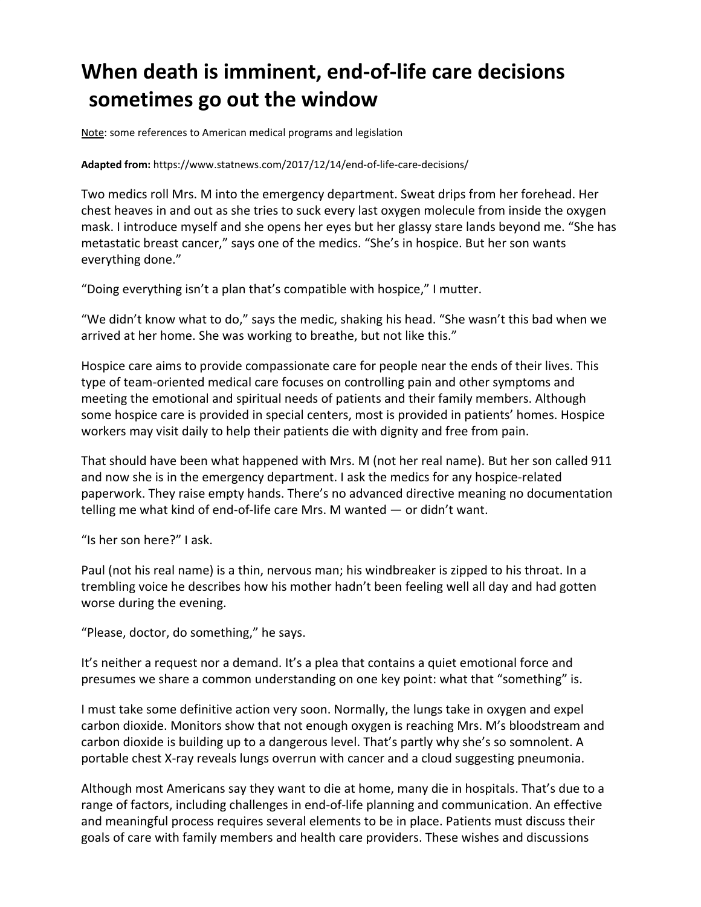# When death is imminent, end-of-life care decisions sometimes go out the window

Note: some references to American medical programs and legislation

**Adapted from:** https://www.statnews.com/2017/12/14/end-of-life-care-decisions/

Two medics roll Mrs. M into the emergency department. Sweat drips from her forehead. Her chest heaves in and out as she tries to suck every last oxygen molecule from inside the oxygen mask. I introduce myself and she opens her eyes but her glassy stare lands beyond me. "She has metastatic breast cancer," says one of the medics. "She's in hospice. But her son wants everything done."

"Doing everything isn't a plan that's compatible with hospice," I mutter.

"We didn't know what to do," says the medic, shaking his head. "She wasn't this bad when we arrived at her home. She was working to breathe, but not like this."

Hospice care aims to provide compassionate care for people near the ends of their lives. This type of team-oriented medical care focuses on controlling pain and other symptoms and meeting the emotional and spiritual needs of patients and their family members. Although some hospice care is provided in special centers, most is provided in patients' homes. Hospice workers may visit daily to help their patients die with dignity and free from pain.

That should have been what happened with Mrs. M (not her real name). But her son called 911 and now she is in the emergency department. I ask the medics for any hospice-related paperwork. They raise empty hands. There's no advanced directive meaning no documentation telling me what kind of end-of-life care Mrs. M wanted — or didn't want.

"Is her son here?" I ask.

Paul (not his real name) is a thin, nervous man; his windbreaker is zipped to his throat. In a trembling voice he describes how his mother hadn't been feeling well all day and had gotten worse during the evening.

"Please, doctor, do something," he says.

It's neither a request nor a demand. It's a plea that contains a quiet emotional force and presumes we share a common understanding on one key point: what that "something" is.

I must take some definitive action very soon. Normally, the lungs take in oxygen and expel carbon dioxide. Monitors show that not enough oxygen is reaching Mrs. M's bloodstream and carbon dioxide is building up to a dangerous level. That's partly why she's so somnolent. A portable chest X-ray reveals lungs overrun with cancer and a cloud suggesting pneumonia.

Although most Americans say they want to die at home, many die in hospitals. That's due to a range of factors, including challenges in end-of-life planning and communication. An effective and meaningful process requires several elements to be in place. Patients must discuss their goals of care with family members and health care providers. These wishes and discussions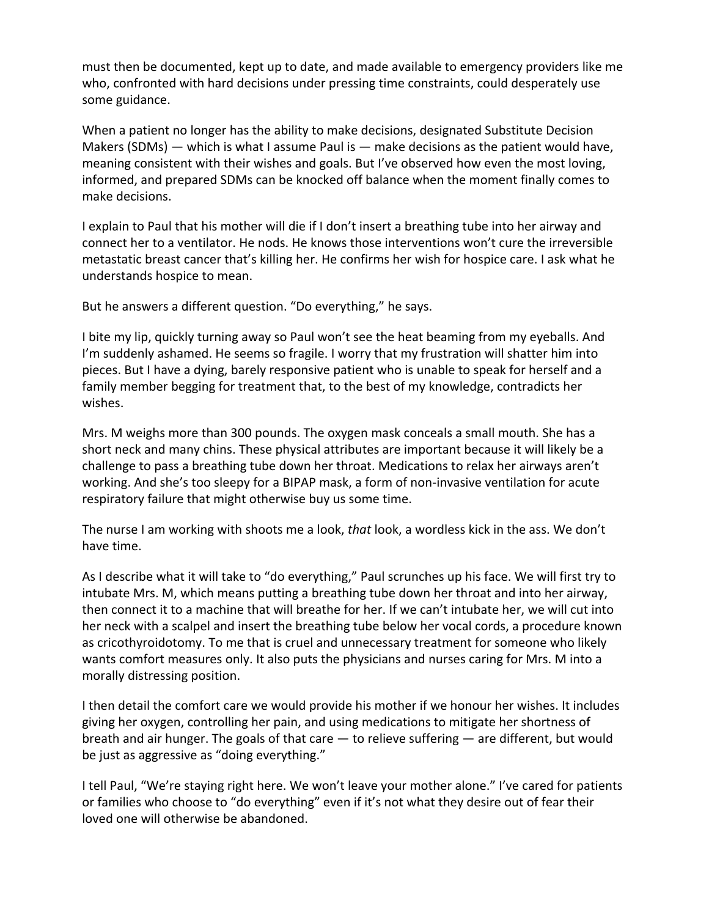must then be documented, kept up to date, and made available to emergency providers like me who, confronted with hard decisions under pressing time constraints, could desperately use some guidance.

When a patient no longer has the ability to make decisions, designated Substitute Decision Makers (SDMs) — which is what I assume Paul is — make decisions as the patient would have, meaning consistent with their wishes and goals. But I've observed how even the most loving, informed, and prepared SDMs can be knocked off balance when the moment finally comes to make decisions.

I explain to Paul that his mother will die if I don't insert a breathing tube into her airway and connect her to a ventilator. He nods. He knows those interventions won't cure the irreversible metastatic breast cancer that's killing her. He confirms her wish for hospice care. I ask what he understands hospice to mean.

But he answers a different question. "Do everything," he says.

I bite my lip, quickly turning away so Paul won't see the heat beaming from my eyeballs. And I'm suddenly ashamed. He seems so fragile. I worry that my frustration will shatter him into pieces. But I have a dying, barely responsive patient who is unable to speak for herself and a family member begging for treatment that, to the best of my knowledge, contradicts her wishes.

Mrs. M weighs more than 300 pounds. The oxygen mask conceals a small mouth. She has a short neck and many chins. These physical attributes are important because it will likely be a challenge to pass a breathing tube down her throat. Medications to relax her airways aren't working. And she's too sleepy for a BIPAP mask, a form of non-invasive ventilation for acute respiratory failure that might otherwise buy us some time.

The nurse I am working with shoots me a look, *that* look, a wordless kick in the ass. We don't have time.

As I describe what it will take to "do everything," Paul scrunches up his face. We will first try to intubate Mrs. M, which means putting a breathing tube down her throat and into her airway, then connect it to a machine that will breathe for her. If we can't intubate her, we will cut into her neck with a scalpel and insert the breathing tube below her vocal cords, a procedure known as cricothyroidotomy. To me that is cruel and unnecessary treatment for someone who likely wants comfort measures only. It also puts the physicians and nurses caring for Mrs. M into a morally distressing position.

I then detail the comfort care we would provide his mother if we honour her wishes. It includes giving her oxygen, controlling her pain, and using medications to mitigate her shortness of breath and air hunger. The goals of that care — to relieve suffering — are different, but would be just as aggressive as "doing everything."

I tell Paul, "We're staying right here. We won't leave your mother alone." I've cared for patients or families who choose to "do everything" even if it's not what they desire out of fear their loved one will otherwise be abandoned.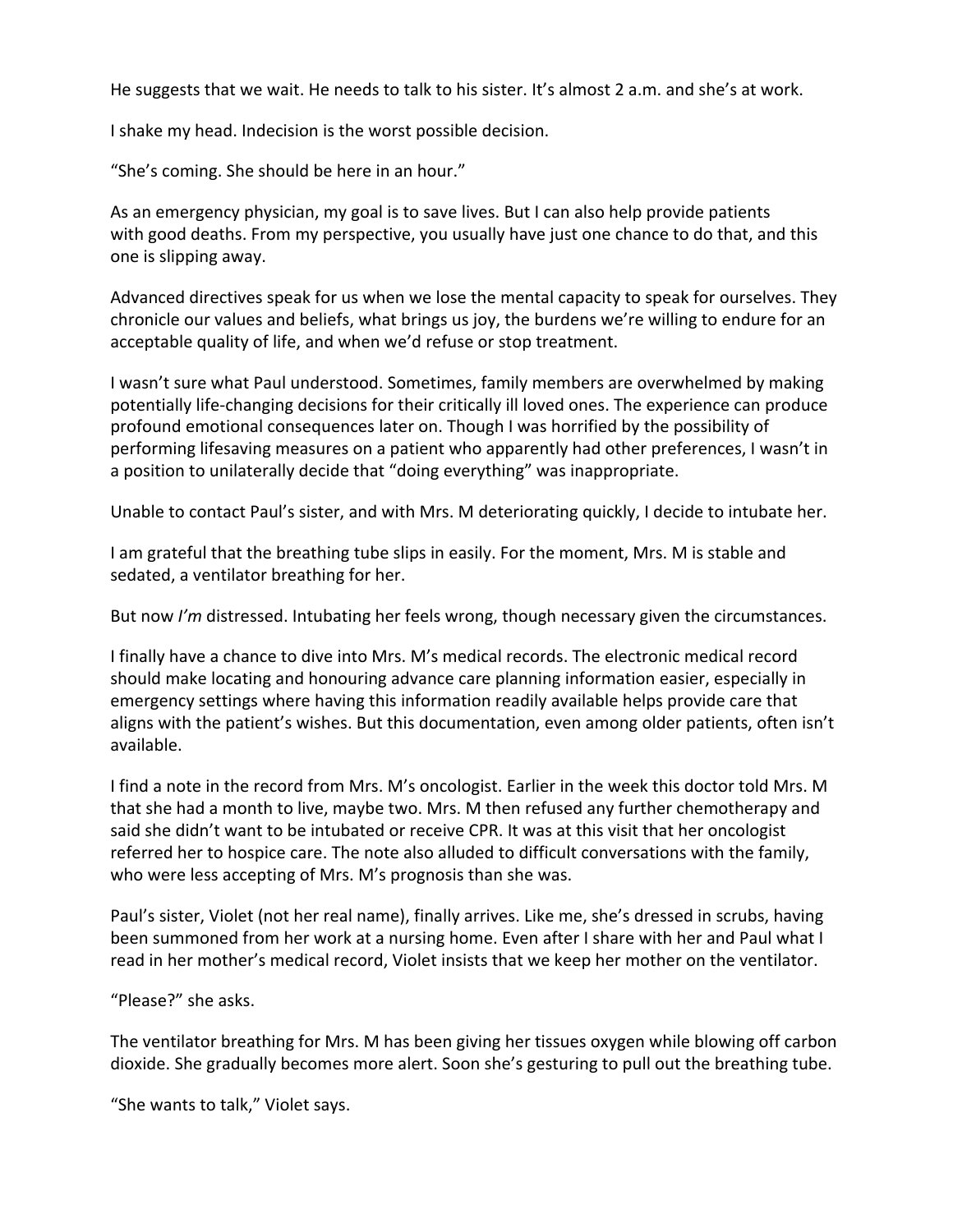He suggests that we wait. He needs to talk to his sister. It's almost 2 a.m. and she's at work.

I shake my head. Indecision is the worst possible decision.

"She's coming. She should be here in an hour."

As an emergency physician, my goal is to save lives. But I can also help provide patients with good deaths. From my perspective, you usually have just one chance to do that, and this one is slipping away.

Advanced directives speak for us when we lose the mental capacity to speak for ourselves. They chronicle our values and beliefs, what brings us joy, the burdens we're willing to endure for an acceptable quality of life, and when we'd refuse or stop treatment.

I wasn't sure what Paul understood. Sometimes, family members are overwhelmed by making potentially life-changing decisions for their critically ill loved ones. The experience can produce profound emotional consequences later on. Though I was horrified by the possibility of performing lifesaving measures on a patient who apparently had other preferences, I wasn't in a position to unilaterally decide that "doing everything" was inappropriate.

Unable to contact Paul's sister, and with Mrs. M deteriorating quickly, I decide to intubate her.

I am grateful that the breathing tube slips in easily. For the moment, Mrs. M is stable and sedated, a ventilator breathing for her.

But now *I'm* distressed. Intubating her feels wrong, though necessary given the circumstances.

I finally have a chance to dive into Mrs. M's medical records. The electronic medical record should make locating and honouring advance care planning information easier, especially in emergency settings where having this information readily available helps provide care that aligns with the patient's wishes. But this documentation, even among older patients, often isn't available.

I find a note in the record from Mrs. M's oncologist. Earlier in the week this doctor told Mrs. M that she had a month to live, maybe two. Mrs. M then refused any further chemotherapy and said she didn't want to be intubated or receive CPR. It was at this visit that her oncologist referred her to hospice care. The note also alluded to difficult conversations with the family, who were less accepting of Mrs. M's prognosis than she was.

Paul's sister, Violet (not her real name), finally arrives. Like me, she's dressed in scrubs, having been summoned from her work at a nursing home. Even after I share with her and Paul what I read in her mother's medical record, Violet insists that we keep her mother on the ventilator.

"Please?" she asks.

The ventilator breathing for Mrs. M has been giving her tissues oxygen while blowing off carbon dioxide. She gradually becomes more alert. Soon she's gesturing to pull out the breathing tube.

"She wants to talk," Violet says.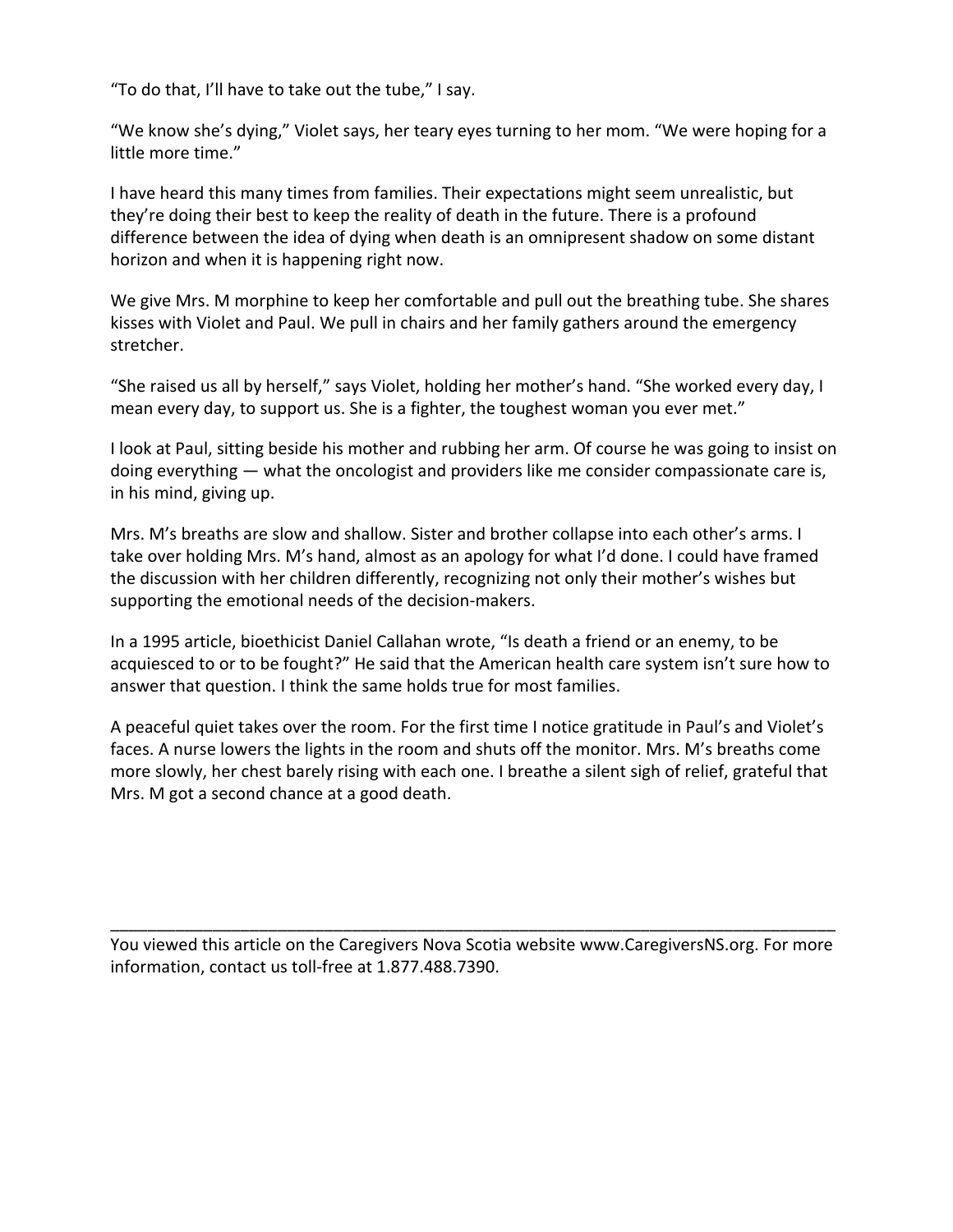"To do that, I'll have to take out the tube," I say.

"We know she's dying," Violet says, her teary eyes turning to her mom. "We were hoping for a little more time."

I have heard this many times from families. Their expectations might seem unrealistic, but they're doing their best to keep the reality of death in the future. There is a profound difference between the idea of dying when death is an omnipresent shadow on some distant horizon and when it is happening right now.

We give Mrs. M morphine to keep her comfortable and pull out the breathing tube. She shares kisses with Violet and Paul. We pull in chairs and her family gathers around the emergency stretcher.

"She raised us all by herself," says Violet, holding her mother's hand. "She worked every day, I mean every day, to support us. She is a fighter, the toughest woman you ever met."

I look at Paul, sitting beside his mother and rubbing her arm. Of course he was going to insist on doing everything — what the oncologist and providers like me consider compassionate care is, in his mind, giving up.

Mrs. M's breaths are slow and shallow. Sister and brother collapse into each other's arms. I take over holding Mrs. M's hand, almost as an apology for what I'd done. I could have framed the discussion with her children differently, recognizing not only their mother's wishes but supporting the emotional needs of the decision-makers.

In a 1995 article, bioethicist Daniel Callahan wrote, "Is death a friend or an enemy, to be acquiesced to or to be fought?" He said that the American health care system isn't sure how to answer that question. I think the same holds true for most families.

A peaceful quiet takes over the room. For the first time I notice gratitude in Paul's and Violet's faces. A nurse lowers the lights in the room and shuts off the monitor. Mrs. M's breaths come more slowly, her chest barely rising with each one. I breathe a silent sigh of relief, grateful that Mrs. M got a second chance at a good death.

---

You viewed this article on the Caregivers Nova Scotia website www.CaregiversNS.org. For more information, contact us toll-free at 1.877.488.7390.